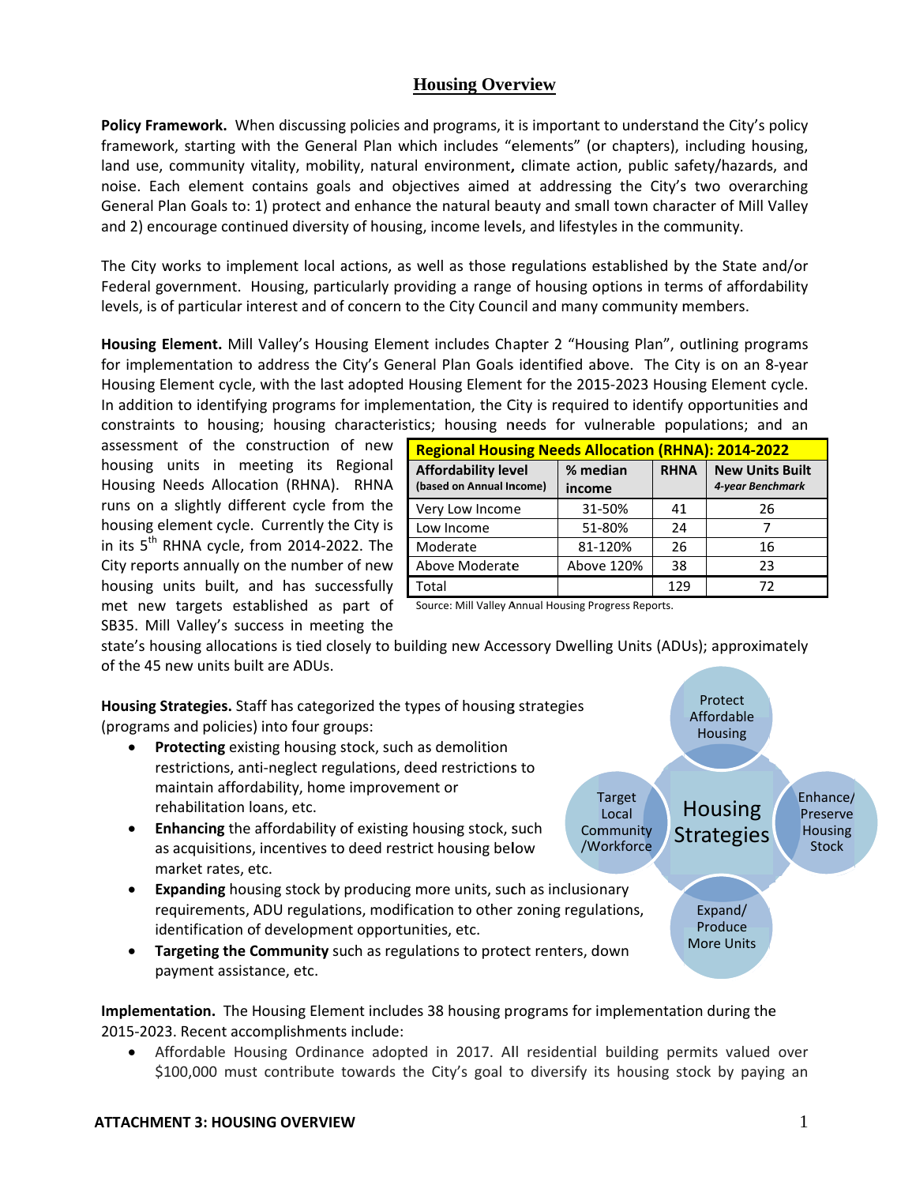# Housing Overview

**Policy Framework.** When discussing policies and programs, it is important to understand the City's policy framework, starting with the General Plan which includes "elements" (or chapters), including housing, land use, community vitality, mobility, natural environment, climate action, public safety/hazards, and noise. Each element contains goals and objectives aimed at addressing the City's two overarching General Plan Goals to: 1) protect and enhance the natural beauty and small town character of Mill Valley and 2) encourage continued diversity of housing, income levels, and lifestyles in the community.

The City works to implement local actions, as well as those regulations established by the State and/or Federal government. Housing, particularly providing a range of housing options in terms of affordability levels, is of particular interest and of concern to the City Council and many community members.

**Housing Element.** Mill Valley's Housing Element includes Chapter 2 "Housing Plan", outlining programs for implementation to address the City's General Plan Goals identified above. The City is on an 8-year Housing Element cycle, with the last adopted Housing Element for the 2015-2023 Housing Element cycle. In addition to identifying programs for implementation, the City is required to identify opportunities and constraints to housing; housing characteristics; housing needs for vulnerable populations; and an assessment of the construction of new housing units in meeting its Regional Housing Needs Allocation (RHNA). RHNA runs on a slightly different cycle from the housing element cycle. Currently the City is in its 5th RHNA cycle, from 2014-2022. The City reports annually on the number of new housing units built, and has successfully met new targets established as part of SB35. Mill Valley's success in meeting the state's housing allocations is tied closely to building new Accessory Dwelling Units (ADUs); approximately of the 45 new units built are ADUs.

**Regional Housing Needs Allocation (RHNA): 2014-2022**

| Affordability level (based on Annual Income) | % median income | RHNA | New Units Built *4-year Benchmark* |
|---|---|---|---|
| Very Low Income | 31-50% | 41 | 26 |
| Low Income | 51-80% | 24 | 7 |
| Moderate | 81-120% | 26 | 16 |
| Above Moderate | Above 120% | 38 | 23 |
| Total | | 129 | 72 |

Source: Mill Valley Annual Housing Progress Reports.

**Housing Strategies.** Staff has categorized the types of housing strategies (programs and policies) into four groups:

- **Protecting** existing housing stock, such as demolition restrictions, anti-neglect regulations, deed restrictions to maintain affordability, home improvement or rehabilitation loans, etc.
- **Enhancing** the affordability of existing housing stock, such as acquisitions, incentives to deed restrict housing below market rates, etc.
- **Expanding** housing stock by producing more units, such as inclusionary requirements, ADU regulations, modification to other zoning regulations, identification of development opportunities, etc.
- **Targeting the Community** such as regulations to protect renters, down payment assistance, etc.

Housing Strategies: Protect Affordable Housing; Enhance/Preserve Housing Stock; Expand/Produce More Units; Target Local Community/Workforce

**Implementation.** The Housing Element includes 38 housing programs for implementation during the 2015-2023. Recent accomplishments include:

- Affordable Housing Ordinance adopted in 2017. All residential building permits valued over $100,000 must contribute towards the City's goal to diversify its housing stock by paying an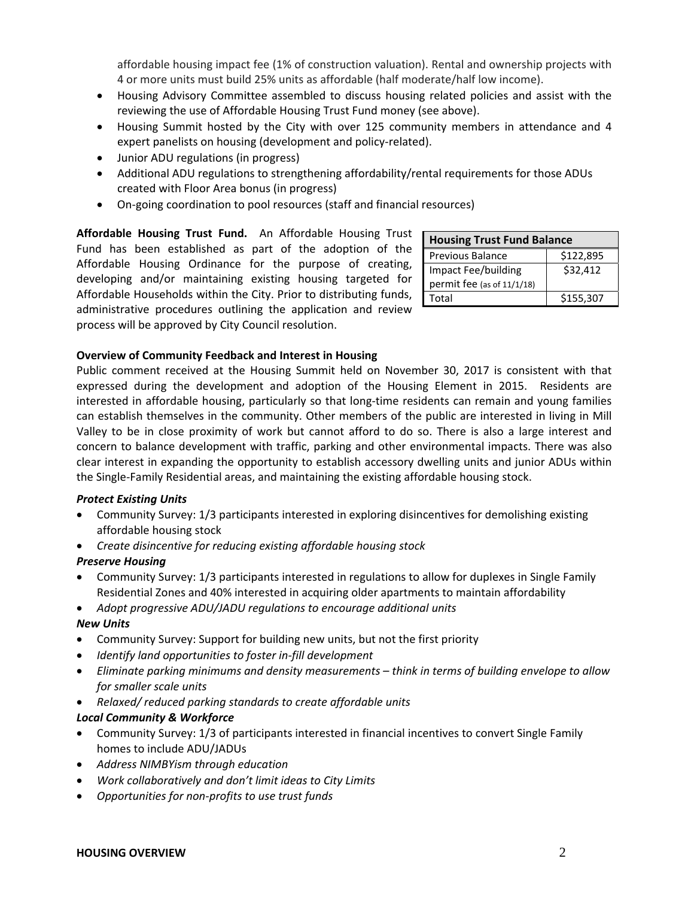affordable housing impact fee (1% of construction valuation). Rental and ownership projects with 4 or more units must build 25% units as affordable (half moderate/half low income).

- Housing Advisory Committee assembled to discuss housing related policies and assist with the reviewing the use of Affordable Housing Trust Fund money (see above).
- Housing Summit hosted by the City with over 125 community members in attendance and 4 expert panelists on housing (development and policy-related).
- Junior ADU regulations (in progress)
- Additional ADU regulations to strengthening affordability/rental requirements for those ADUs created with Floor Area bonus (in progress)
- On-going coordination to pool resources (staff and financial resources)

**Affordable Housing Trust Fund.** An Affordable Housing Trust Fund has been established as part of the adoption of the Affordable Housing Ordinance for the purpose of creating, developing and/or maintaining existing housing targeted for Affordable Households within the City. Prior to distributing funds, administrative procedures outlining the application and review process will be approved by City Council resolution.

| **Housing Trust Fund Balance** | |
|---|---|
| Previous Balance | $122,895 |
| Impact Fee/building permit fee (as of 11/1/18) | $32,412 |
| Total | $155,307 |

**Overview of Community Feedback and Interest in Housing**

Public comment received at the Housing Summit held on November 30, 2017 is consistent with that expressed during the development and adoption of the Housing Element in 2015. Residents are interested in affordable housing, particularly so that long-time residents can remain and young families can establish themselves in the community. Other members of the public are interested in living in Mill Valley to be in close proximity of work but cannot afford to do so. There is also a large interest and concern to balance development with traffic, parking and other environmental impacts. There was also clear interest in expanding the opportunity to establish accessory dwelling units and junior ADUs within the Single-Family Residential areas, and maintaining the existing affordable housing stock.

***Protect Existing Units***

- Community Survey: 1/3 participants interested in exploring disincentives for demolishing existing affordable housing stock
- *Create disincentive for reducing existing affordable housing stock*

***Preserve Housing***

- Community Survey: 1/3 participants interested in regulations to allow for duplexes in Single Family Residential Zones and 40% interested in acquiring older apartments to maintain affordability
- *Adopt progressive ADU/JADU regulations to encourage additional units*

***New Units***

- Community Survey: Support for building new units, but not the first priority
- *Identify land opportunities to foster in-fill development*
- *Eliminate parking minimums and density measurements – think in terms of building envelope to allow for smaller scale units*
- *Relaxed/ reduced parking standards to create affordable units*

***Local Community & Workforce***

- Community Survey: 1/3 of participants interested in financial incentives to convert Single Family homes to include ADU/JADUs
- *Address NIMBYism through education*
- *Work collaboratively and don't limit ideas to City Limits*
- *Opportunities for non-profits to use trust funds*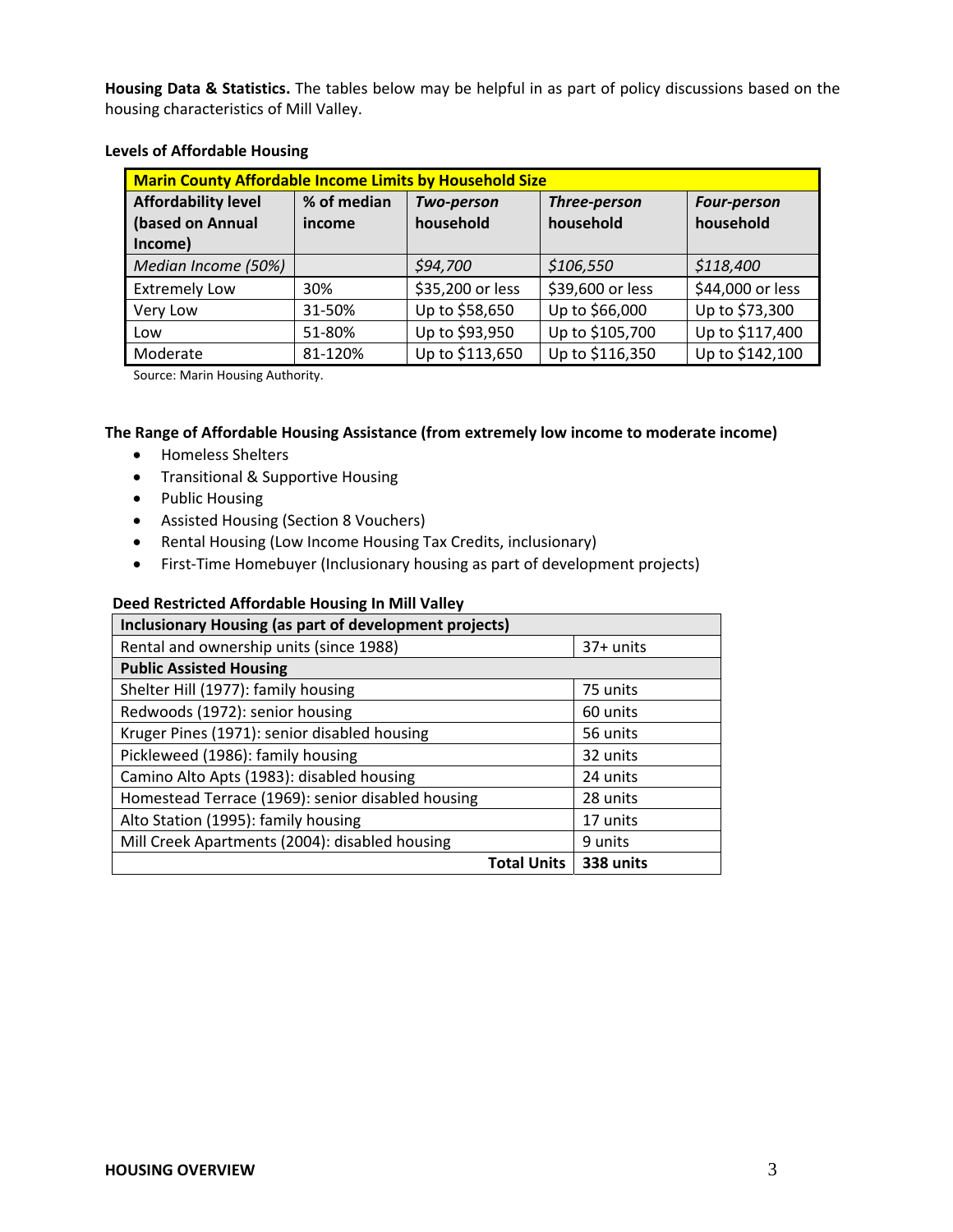**Housing Data & Statistics.** The tables below may be helpful in as part of policy discussions based on the housing characteristics of Mill Valley.

**Levels of Affordable Housing**

| **Marin County Affordable Income Limits by Household Size** | | | | |
|---|---|---|---|---|
| **Affordability level (based on Annual Income)** | **% of median income** | ***Two-person household*** | ***Three-person household*** | ***Four-person household*** |
| *Median Income (50%)* | | *$94,700* | *$106,550* | *$118,400* |
| Extremely Low | 30% | $35,200 or less | $39,600 or less | $44,000 or less |
| Very Low | 31-50% | Up to $58,650 | Up to $66,000 | Up to $73,300 |
| Low | 51-80% | Up to $93,950 | Up to $105,700 | Up to $117,400 |
| Moderate | 81-120% | Up to $113,650 | Up to $116,350 | Up to $142,100 |

Source: Marin Housing Authority.

**The Range of Affordable Housing Assistance (from extremely low income to moderate income)**

- Homeless Shelters
- Transitional & Supportive Housing
- Public Housing
- Assisted Housing (Section 8 Vouchers)
- Rental Housing (Low Income Housing Tax Credits, inclusionary)
- First-Time Homebuyer (Inclusionary housing as part of development projects)

**Deed Restricted Affordable Housing In Mill Valley**

| **Inclusionary Housing (as part of development projects)** | |
|---|---|
| Rental and ownership units (since 1988) | 37+ units |
| **Public Assisted Housing** | |
| Shelter Hill (1977): family housing | 75 units |
| Redwoods (1972): senior housing | 60 units |
| Kruger Pines (1971): senior disabled housing | 56 units |
| Pickleweed (1986): family housing | 32 units |
| Camino Alto Apts (1983): disabled housing | 24 units |
| Homestead Terrace (1969): senior disabled housing | 28 units |
| Alto Station (1995): family housing | 17 units |
| Mill Creek Apartments (2004): disabled housing | 9 units |
| **Total Units** | **338 units** |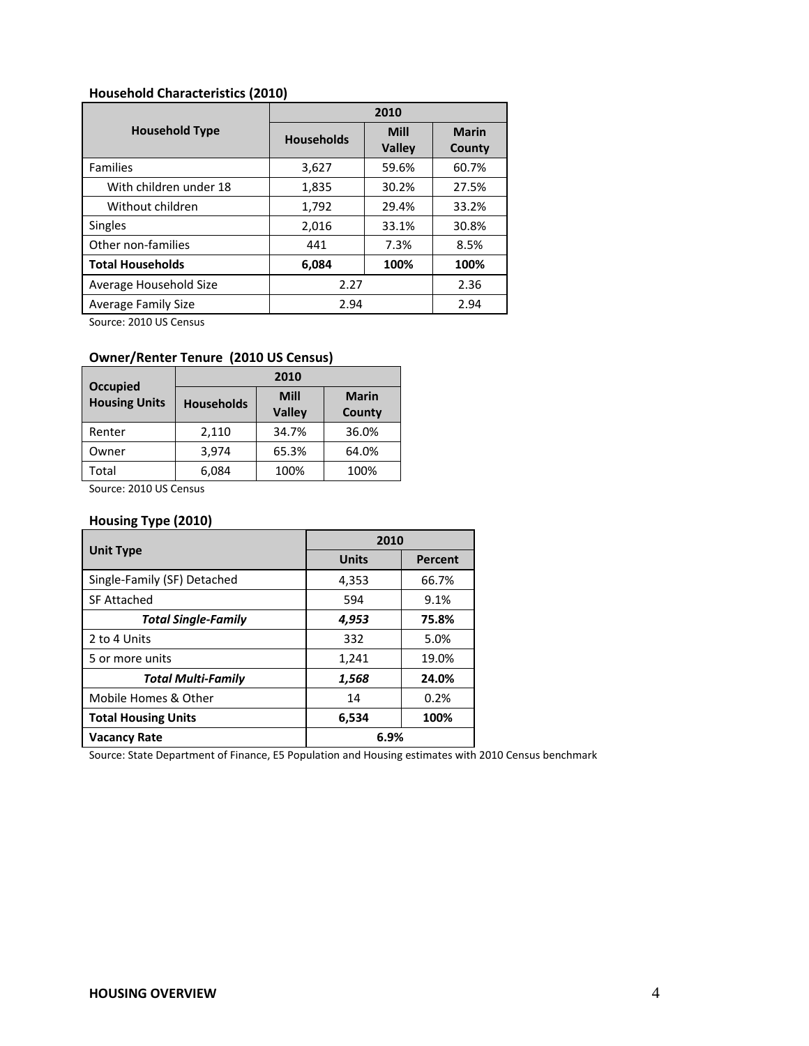### Household Characteristics (2010)

| Household Type | 2010 | | |
|---|---|---|---|
| | **Households** | **Mill Valley** | **Marin County** |
| Families | 3,627 | 59.6% | 60.7% |
| With children under 18 | 1,835 | 30.2% | 27.5% |
| Without children | 1,792 | 29.4% | 33.2% |
| Singles | 2,016 | 33.1% | 30.8% |
| Other non-families | 441 | 7.3% | 8.5% |
| **Total Households** | **6,084** | **100%** | **100%** |
| Average Household Size | 2.27 | | 2.36 |
| Average Family Size | 2.94 | | 2.94 |

Source: 2010 US Census

### Owner/Renter Tenure (2010 US Census)

| Occupied Housing Units | 2010 | | |
|---|---|---|---|
| | **Households** | **Mill Valley** | **Marin County** |
| Renter | 2,110 | 34.7% | 36.0% |
| Owner | 3,974 | 65.3% | 64.0% |
| Total | 6,084 | 100% | 100% |

Source: 2010 US Census

### Housing Type (2010)

| Unit Type | 2010 | |
|---|---|---|
| | **Units** | **Percent** |
| Single-Family (SF) Detached | 4,353 | 66.7% |
| SF Attached | 594 | 9.1% |
| ***Total Single-Family*** | ***4,953*** | **75.8%** |
| 2 to 4 Units | 332 | 5.0% |
| 5 or more units | 1,241 | 19.0% |
| ***Total Multi-Family*** | ***1,568*** | **24.0%** |
| Mobile Homes & Other | 14 | 0.2% |
| **Total Housing Units** | **6,534** | **100%** |
| **Vacancy Rate** | **6.9%** | |

Source: State Department of Finance, E5 Population and Housing estimates with 2010 Census benchmark